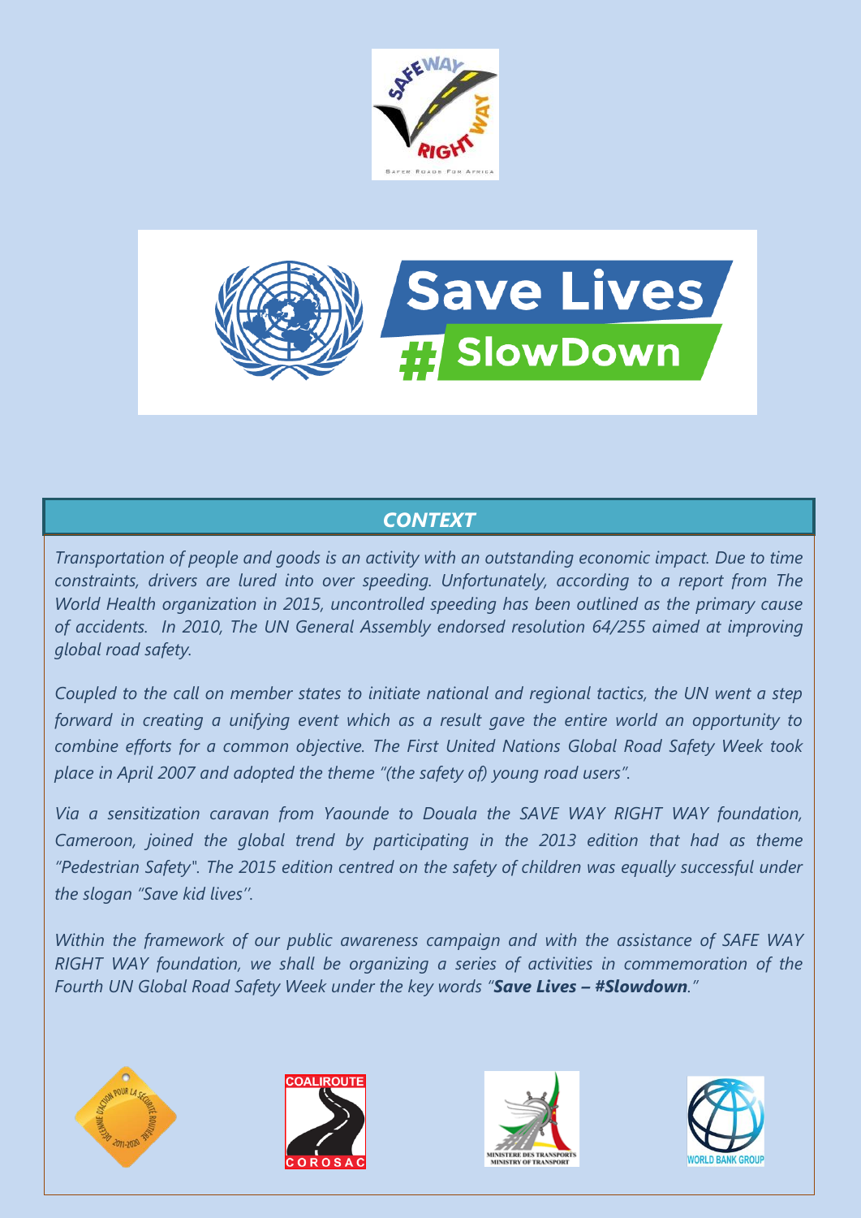## CONTEXT

*Transportation of people and goods is an activity with an outstanding economic impact. Due to time constraints, drivers are lured into over speeding. Unfortunately, according to a report from The World Health organization in 2015, uncontrolled speeding has been outlined as the primary cause of accidents. In 2010, The UN General Assembly endorsed resolution 64/255 aimed at improving global road safety.*

*Coupled to the call on member states to initiate national and regional tactics, the UN went a step forward in creating a unifying event which as a result gave the entire world an opportunity to combine efforts for a common objective. The First United Nations Global Road Safety Week took place in April 2007 and adopted the theme "(the safety of) young road users".*

*Via a sensitization caravan from Yaounde to Douala the SAVE WAY RIGHT WAY foundation, Cameroon, joined the global trend by participating in the 2013 edition that had as theme "Pedestrian Safety". The 2015 edition centred on the safety of children was equally successful under the slogan "Save kid lives''.*

*Within the framework of our public awareness campaign and with the assistance of SAFE WAY RIGHT WAY foundation, we shall be organizing a series of activities in commemoration of the Fourth UN Global Road Safety Week under the key words "**Save Lives – #Slowdown**."*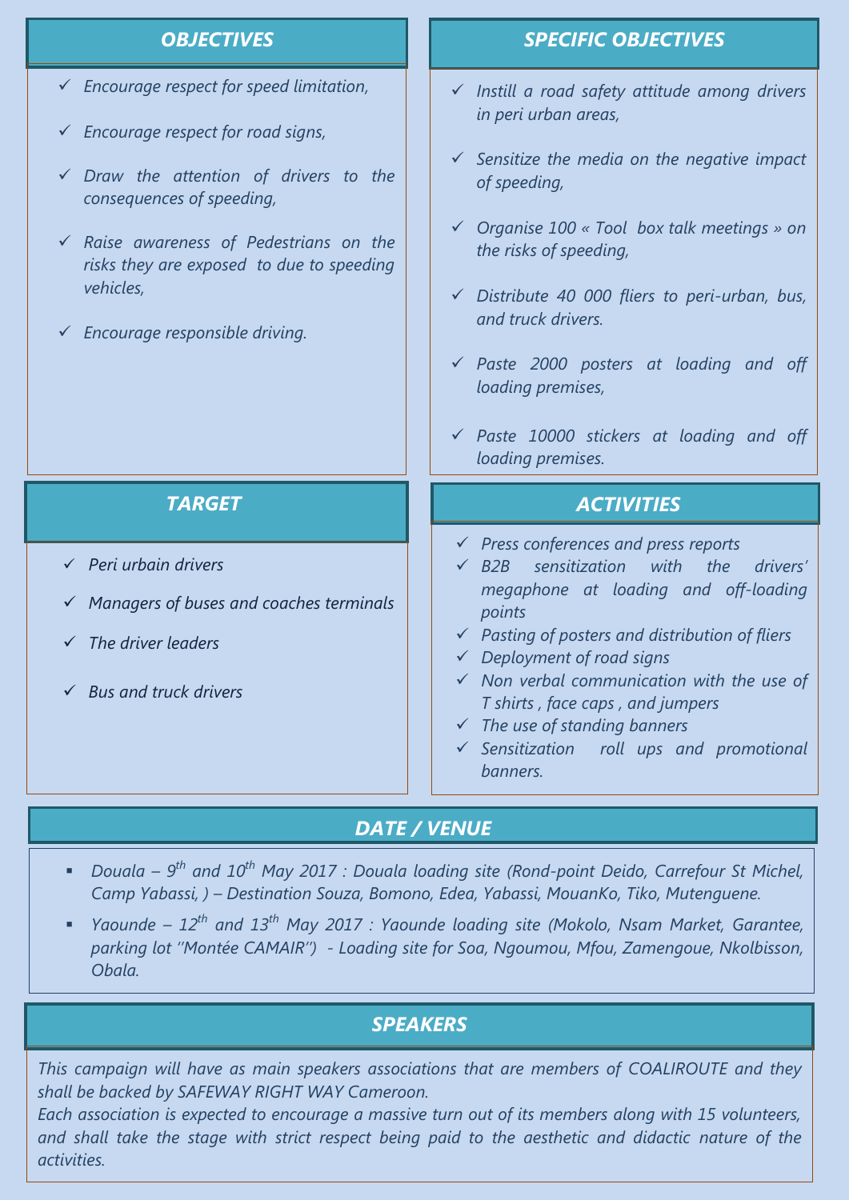## *OBJECTIVES*

- *Encourage respect for speed limitation,*
- *Encourage respect for road signs,*
- *Draw the attention of drivers to the consequences of speeding,*
- *Raise awareness of Pedestrians on the risks they are exposed to due to speeding vehicles,*
- *Encourage responsible driving.*

## *SPECIFIC OBJECTIVES*

- *Instill a road safety attitude among drivers in peri urban areas,*
- *Sensitize the media on the negative impact of speeding,*
- *Organise 100 « Tool box talk meetings » on the risks of speeding,*
- *Distribute 40 000 fliers to peri-urban, bus, and truck drivers.*
- *Paste 2000 posters at loading and off loading premises,*
- *Paste 10000 stickers at loading and off loading premises.*

## *TARGET*

- *Peri urbain drivers*
- *Managers of buses and coaches terminals*
- *The driver leaders*
- *Bus and truck drivers*

## *ACTIVITIES*

- *Press conferences and press reports*
- *B2B sensitization with the drivers' megaphone at loading and off-loading points*
- *Pasting of posters and distribution of fliers*
- *Deployment of road signs*
- *Non verbal communication with the use of T shirts , face caps , and jumpers*
- *The use of standing banners*
- *Sensitization roll ups and promotional banners.*

## *DATE / VENUE*

- *Douala – 9th and 10th May 2017 : Douala loading site (Rond-point Deido, Carrefour St Michel, Camp Yabassi, ) – Destination Souza, Bomono, Edea, Yabassi, MouanKo, Tiko, Mutenguene.*
- *Yaounde – 12th and 13th May 2017 : Yaounde loading site (Mokolo, Nsam Market, Garantee, parking lot ''Montée CAMAIR'') - Loading site for Soa, Ngoumou, Mfou, Zamengoue, Nkolbisson, Obala.*

## *SPEAKERS*

*This campaign will have as main speakers associations that are members of COALIROUTE and they shall be backed by SAFEWAY RIGHT WAY Cameroon.*
*Each association is expected to encourage a massive turn out of its members along with 15 volunteers, and shall take the stage with strict respect being paid to the aesthetic and didactic nature of the activities.*